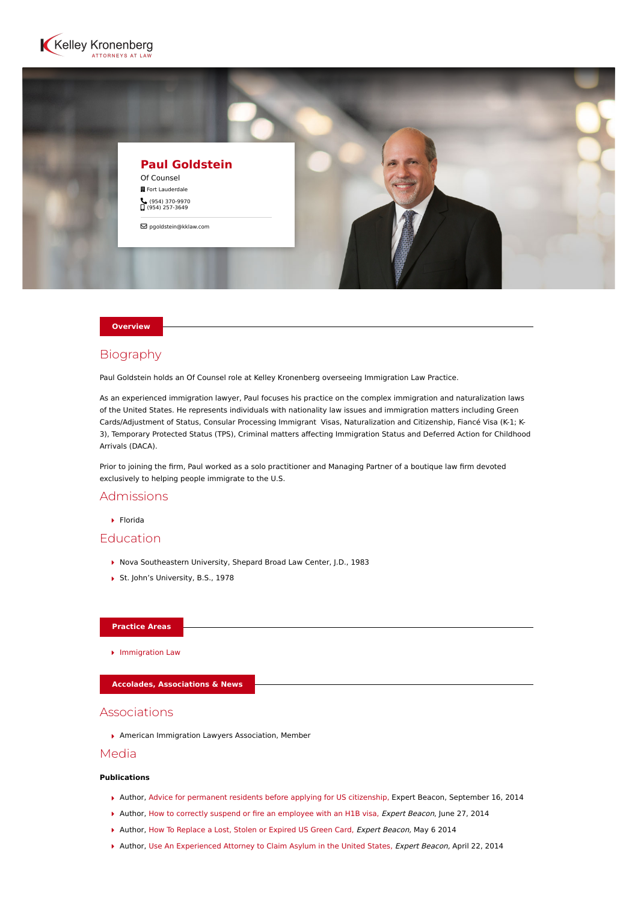Kelley Kronenberg
ATTORNEYS AT LAW

# Paul Goldstein

Of Counsel

Fort Lauderdale

(954) 370-9970
(954) 257-3649

pgoldstein@kklaw.com

## Overview

### Biography

Paul Goldstein holds an Of Counsel role at Kelley Kronenberg overseeing Immigration Law Practice.

As an experienced immigration lawyer, Paul focuses his practice on the complex immigration and naturalization laws of the United States. He represents individuals with nationality law issues and immigration matters including Green Cards/Adjustment of Status, Consular Processing Immigrant Visas, Naturalization and Citizenship, Fiancé Visa (K-1; K-3), Temporary Protected Status (TPS), Criminal matters affecting Immigration Status and Deferred Action for Childhood Arrivals (DACA).

Prior to joining the firm, Paul worked as a solo practitioner and Managing Partner of a boutique law firm devoted exclusively to helping people immigrate to the U.S.

### Admissions

- Florida

### Education

- Nova Southeastern University, Shepard Broad Law Center, J.D., 1983
- St. John’s University, B.S., 1978

## Practice Areas

- Immigration Law

## Accolades, Associations & News

### Associations

- American Immigration Lawyers Association, Member

### Media

**Publications**

- Author, Advice for permanent residents before applying for US citizenship, Expert Beacon, September 16, 2014
- Author, How to correctly suspend or fire an employee with an H1B visa, *Expert Beacon*, June 27, 2014
- Author, How To Replace a Lost, Stolen or Expired US Green Card, *Expert Beacon,* May 6 2014
- Author, Use An Experienced Attorney to Claim Asylum in the United States, *Expert Beacon,* April 22, 2014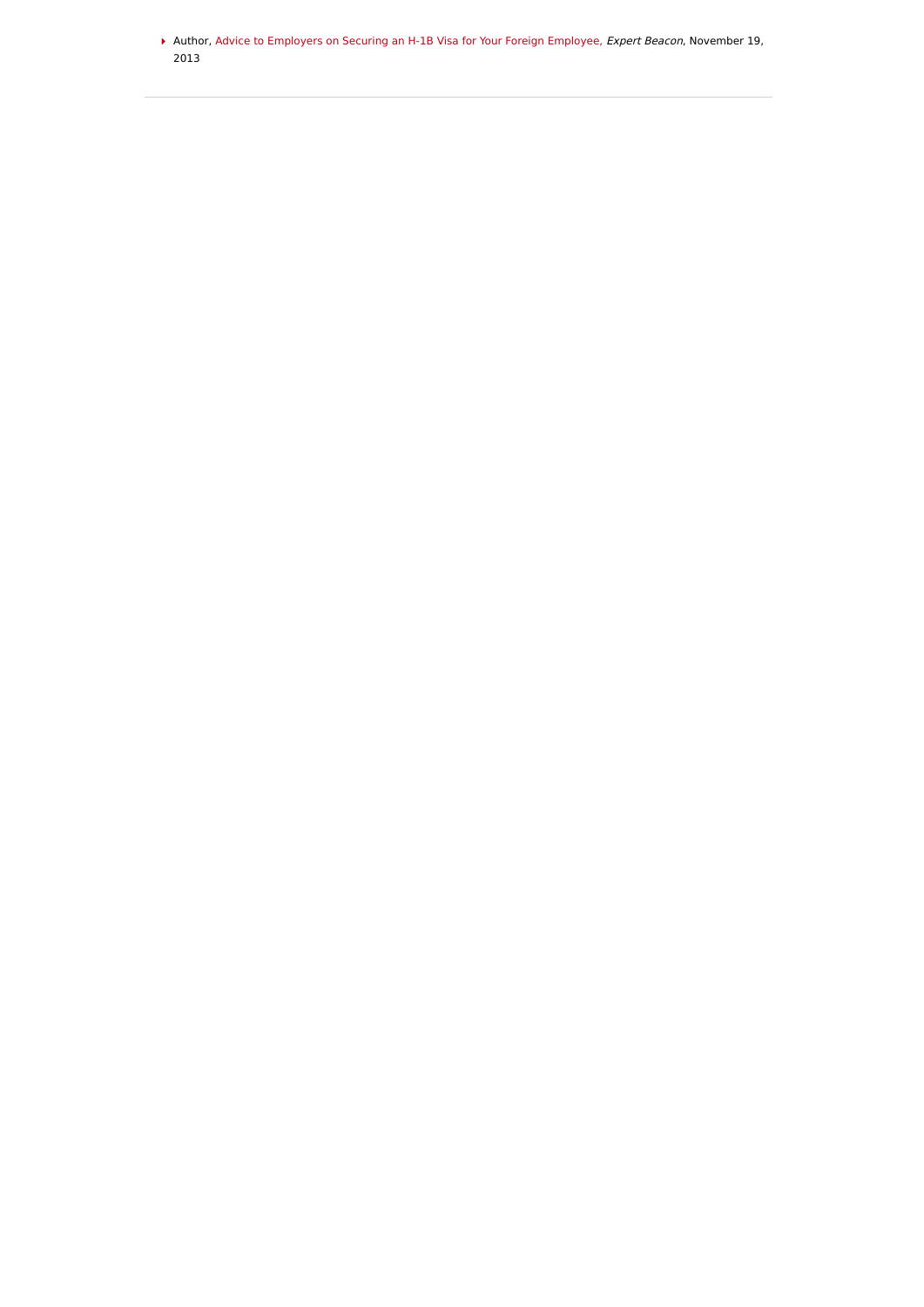- Author, Advice to Employers on Securing an H-1B Visa for Your Foreign Employee, *Expert Beacon*, November 19, 2013